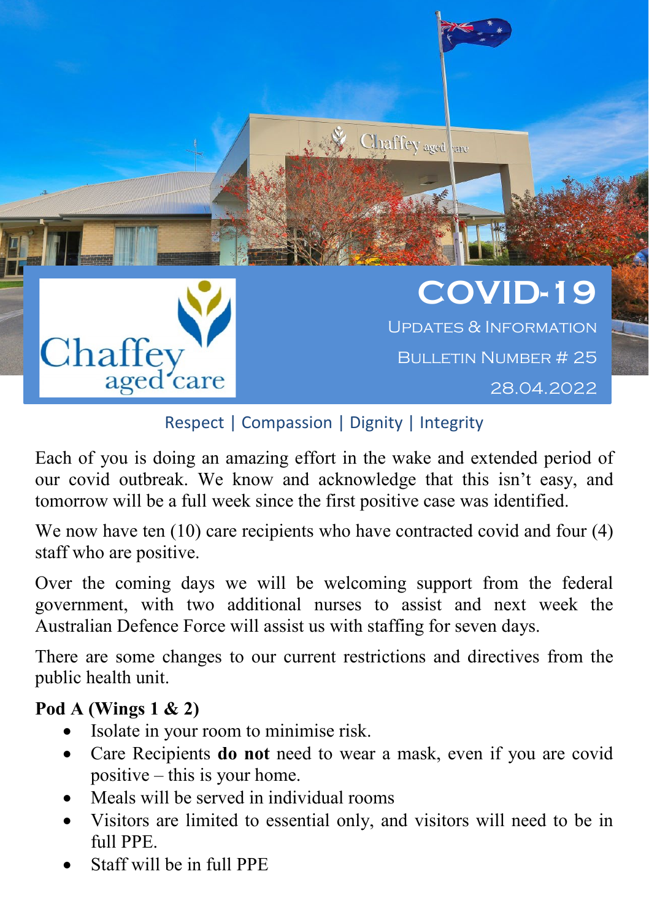Chaffey aged care

# COVID-19

## Updates & Information

Bulletin Number # 25

28.04.2022

Respect | Compassion | Dignity | Integrity

Each of you is doing an amazing effort in the wake and extended period of our covid outbreak. We know and acknowledge that this isn't easy, and tomorrow will be a full week since the first positive case was identified.

We now have ten (10) care recipients who have contracted covid and four (4) staff who are positive.

Over the coming days we will be welcoming support from the federal government, with two additional nurses to assist and next week the Australian Defence Force will assist us with staffing for seven days.

There are some changes to our current restrictions and directives from the public health unit.

**Pod A (Wings 1 & 2)**

- Isolate in your room to minimise risk.
- Care Recipients **do not** need to wear a mask, even if you are covid positive – this is your home.
- Meals will be served in individual rooms
- Visitors are limited to essential only, and visitors will need to be in full PPE.
- Staff will be in full PPE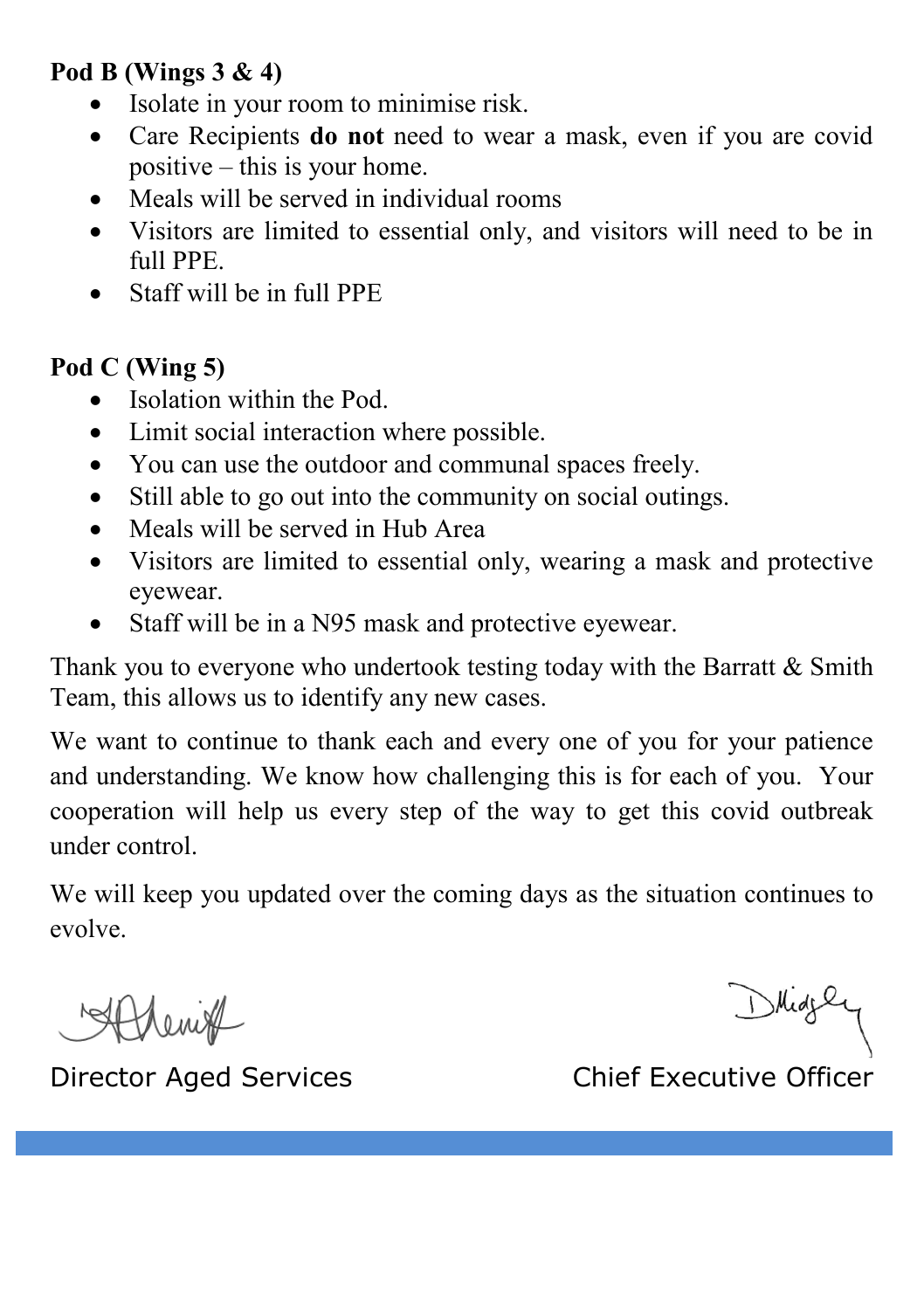**Pod B (Wings 3 & 4)**

- Isolate in your room to minimise risk.
- Care Recipients **do not** need to wear a mask, even if you are covid positive – this is your home.
- Meals will be served in individual rooms
- Visitors are limited to essential only, and visitors will need to be in full PPE.
- Staff will be in full PPE

**Pod C (Wing 5)**

- Isolation within the Pod.
- Limit social interaction where possible.
- You can use the outdoor and communal spaces freely.
- Still able to go out into the community on social outings.
- Meals will be served in Hub Area
- Visitors are limited to essential only, wearing a mask and protective eyewear.
- Staff will be in a N95 mask and protective eyewear.

Thank you to everyone who undertook testing today with the Barratt & Smith Team, this allows us to identify any new cases.

We want to continue to thank each and every one of you for your patience and understanding. We know how challenging this is for each of you. Your cooperation will help us every step of the way to get this covid outbreak under control.

We will keep you updated over the coming days as the situation continues to evolve.

Director Aged Services

Chief Executive Officer